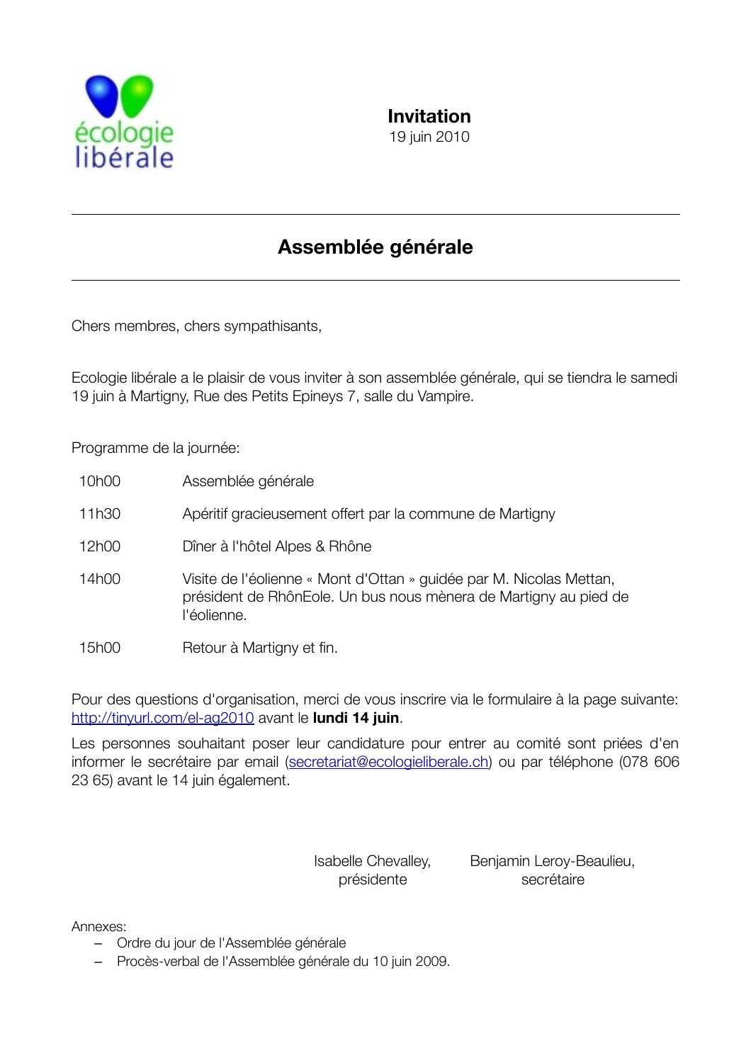écologie libérale

**Invitation**
19 juin 2010

# Assemblée générale

Chers membres, chers sympathisants,

Ecologie libérale a le plaisir de vous inviter à son assemblée générale, qui se tiendra le samedi 19 juin à Martigny, Rue des Petits Epineys 7, salle du Vampire.

Programme de la journée:

| | |
|---|---|
| 10h00 | Assemblée générale |
| 11h30 | Apéritif gracieusement offert par la commune de Martigny |
| 12h00 | Dîner à l'hôtel Alpes & Rhône |
| 14h00 | Visite de l'éolienne « Mont d'Ottan » guidée par M. Nicolas Mettan, président de RhônEole. Un bus nous mènera de Martigny au pied de l'éolienne. |
| 15h00 | Retour à Martigny et fin. |

Pour des questions d'organisation, merci de vous inscrire via le formulaire à la page suivante: http://tinyurl.com/el-ag2010 avant le **lundi 14 juin**.

Les personnes souhaitant poser leur candidature pour entrer au comité sont priées d'en informer le secrétaire par email (secretariat@ecologieliberale.ch) ou par téléphone (078 606 23 65) avant le 14 juin également.

Isabelle Chevalley, présidente

Benjamin Leroy-Beaulieu, secrétaire

Annexes:

- Ordre du jour de l'Assemblée générale
- Procès-verbal de l'Assemblée générale du 10 juin 2009.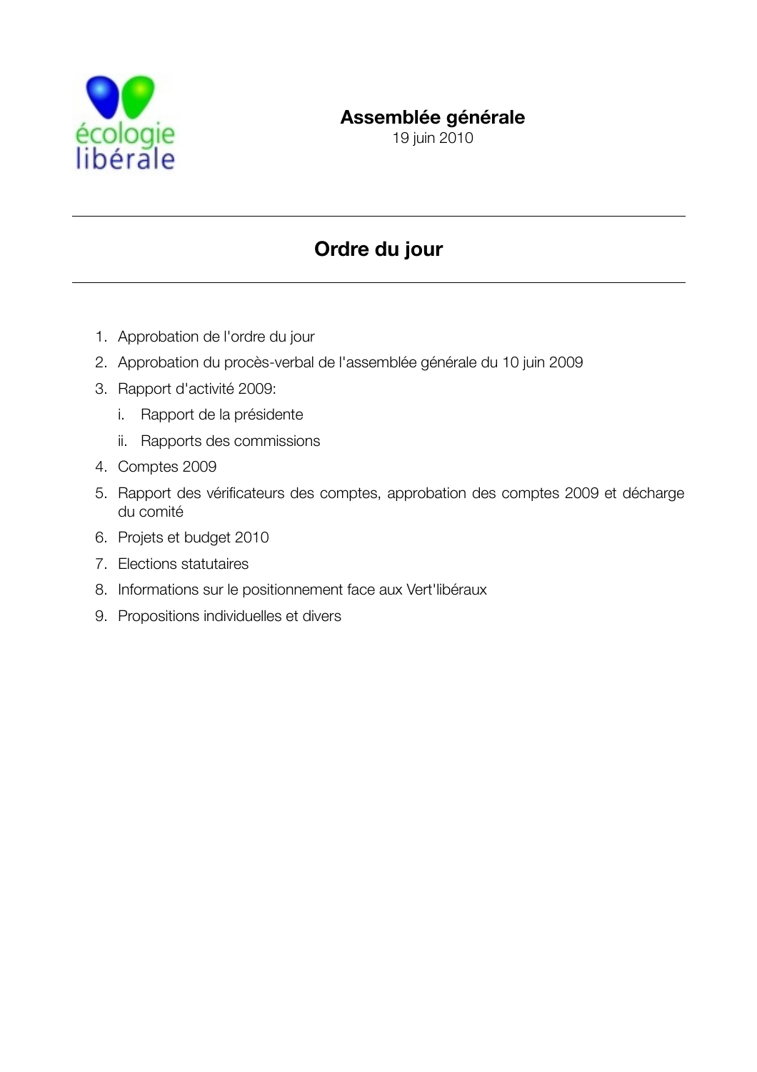écologie libérale

**Assemblée générale**
19 juin 2010

---

## Ordre du jour

---

1. Approbation de l'ordre du jour
2. Approbation du procès-verbal de l'assemblée générale du 10 juin 2009
3. Rapport d'activité 2009:
   i. Rapport de la présidente
   ii. Rapports des commissions
4. Comptes 2009
5. Rapport des vérificateurs des comptes, approbation des comptes 2009 et décharge du comité
6. Projets et budget 2010
7. Elections statutaires
8. Informations sur le positionnement face aux Vert'libéraux
9. Propositions individuelles et divers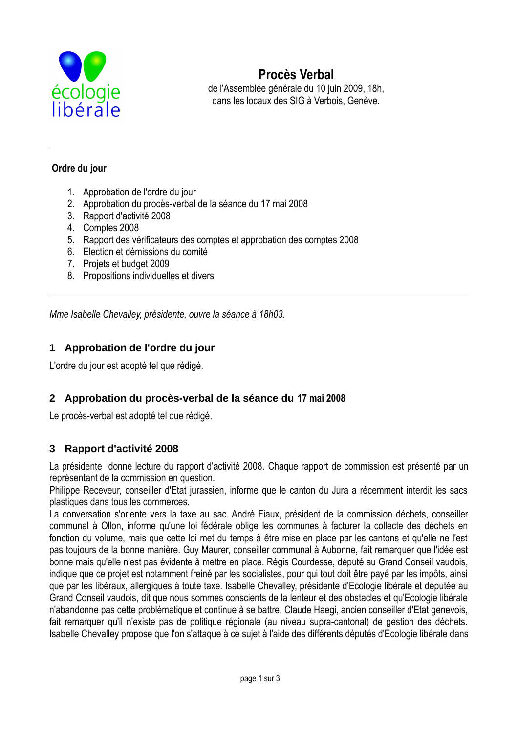écologie libérale

# Procès Verbal

de l'Assemblée générale du 10 juin 2009, 18h,
dans les locaux des SIG à Verbois, Genève.

---

**Ordre du jour**

1. Approbation de l'ordre du jour
2. Approbation du procès-verbal de la séance du 17 mai 2008
3. Rapport d'activité 2008
4. Comptes 2008
5. Rapport des vérificateurs des comptes et approbation des comptes 2008
6. Election et démissions du comité
7. Projets et budget 2009
8. Propositions individuelles et divers

---

*Mme Isabelle Chevalley, présidente, ouvre la séance à 18h03.*

## 1 Approbation de l'ordre du jour

L'ordre du jour est adopté tel que rédigé.

## 2 Approbation du procès-verbal de la séance du 17 mai 2008

Le procès-verbal est adopté tel que rédigé.

## 3 Rapport d'activité 2008

La présidente donne lecture du rapport d'activité 2008. Chaque rapport de commission est présenté par un représentant de la commission en question.
Philippe Receveur, conseiller d'Etat jurassien, informe que le canton du Jura a récemment interdit les sacs plastiques dans tous les commerces.
La conversation s'oriente vers la taxe au sac. André Fiaux, président de la commission déchets, conseiller communal à Ollon, informe qu'une loi fédérale oblige les communes à facturer la collecte des déchets en fonction du volume, mais que cette loi met du temps à être mise en place par les cantons et qu'elle ne l'est pas toujours de la bonne manière. Guy Maurer, conseiller communal à Aubonne, fait remarquer que l'idée est bonne mais qu'elle n'est pas évidente à mettre en place. Régis Courdesse, député au Grand Conseil vaudois, indique que ce projet est notamment freiné par les socialistes, pour qui tout doit être payé par les impôts, ainsi que par les libéraux, allergiques à toute taxe. Isabelle Chevalley, présidente d'Ecologie libérale et députée au Grand Conseil vaudois, dit que nous sommes conscients de la lenteur et des obstacles et qu'Ecologie libérale n'abandonne pas cette problématique et continue à se battre. Claude Haegi, ancien conseiller d'Etat genevois, fait remarquer qu'il n'existe pas de politique régionale (au niveau supra-cantonal) de gestion des déchets. Isabelle Chevalley propose que l'on s'attaque à ce sujet à l'aide des différents députés d'Ecologie libérale dans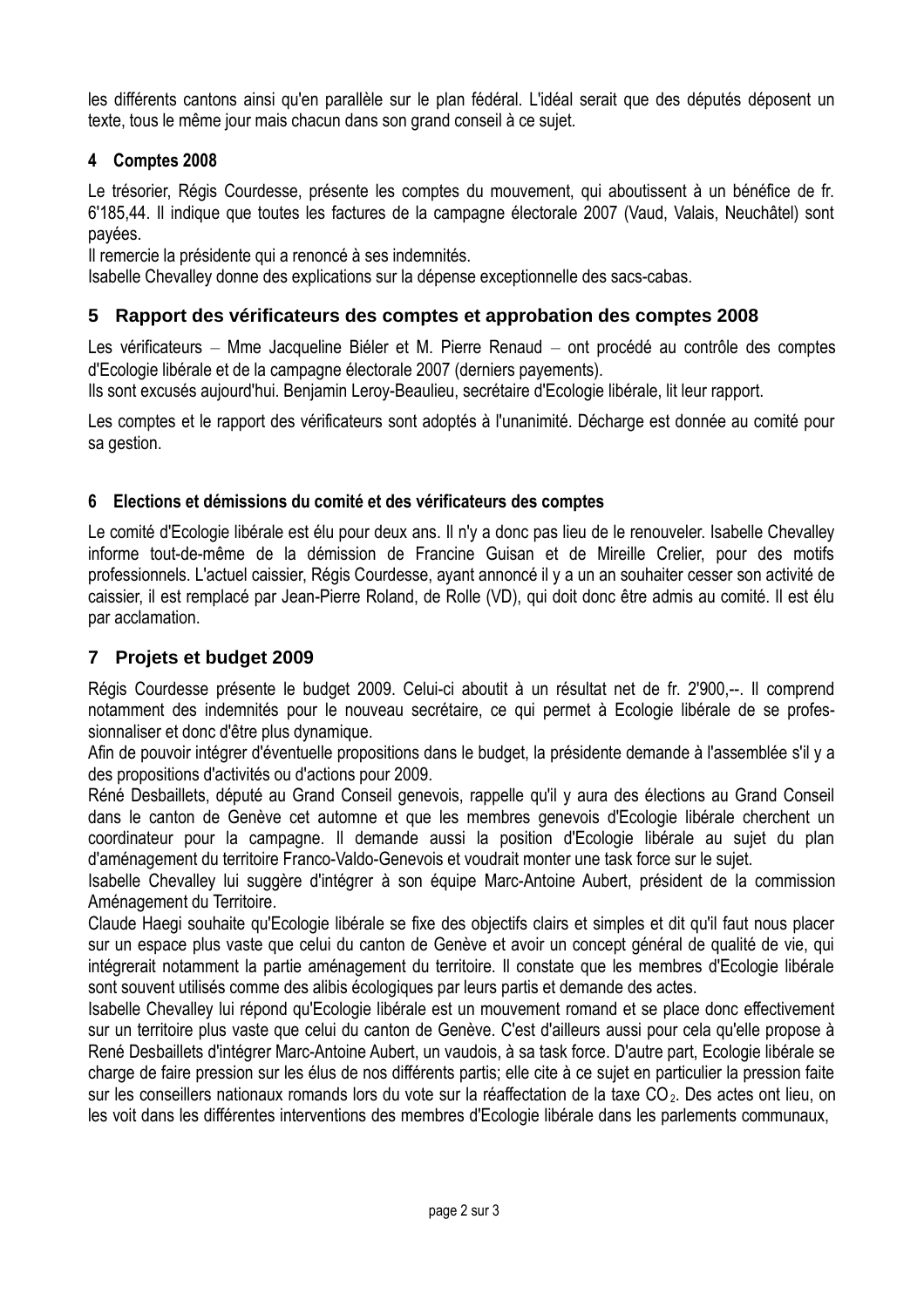les différents cantons ainsi qu'en parallèle sur le plan fédéral. L'idéal serait que des députés déposent un texte, tous le même jour mais chacun dans son grand conseil à ce sujet.

### 4 Comptes 2008

Le trésorier, Régis Courdesse, présente les comptes du mouvement, qui aboutissent à un bénéfice de fr. 6'185,44. Il indique que toutes les factures de la campagne électorale 2007 (Vaud, Valais, Neuchâtel) sont payées.
Il remercie la présidente qui a renoncé à ses indemnités.
Isabelle Chevalley donne des explications sur la dépense exceptionnelle des sacs-cabas.

## 5 Rapport des vérificateurs des comptes et approbation des comptes 2008

Les vérificateurs – Mme Jacqueline Biéler et M. Pierre Renaud – ont procédé au contrôle des comptes d'Ecologie libérale et de la campagne électorale 2007 (derniers payements).
Ils sont excusés aujourd'hui. Benjamin Leroy-Beaulieu, secrétaire d'Ecologie libérale, lit leur rapport.

Les comptes et le rapport des vérificateurs sont adoptés à l'unanimité. Décharge est donnée au comité pour sa gestion.

### 6 Elections et démissions du comité et des vérificateurs des comptes

Le comité d'Ecologie libérale est élu pour deux ans. Il n'y a donc pas lieu de le renouveler. Isabelle Chevalley informe tout-de-même de la démission de Francine Guisan et de Mireille Crelier, pour des motifs professionnels. L'actuel caissier, Régis Courdesse, ayant annoncé il y a un an souhaiter cesser son activité de caissier, il est remplacé par Jean-Pierre Roland, de Rolle (VD), qui doit donc être admis au comité. Il est élu par acclamation.

## 7 Projets et budget 2009

Régis Courdesse présente le budget 2009. Celui-ci aboutit à un résultat net de fr. 2'900,--. Il comprend notamment des indemnités pour le nouveau secrétaire, ce qui permet à Ecologie libérale de se professionnaliser et donc d'être plus dynamique.
Afin de pouvoir intégrer d'éventuelle propositions dans le budget, la présidente demande à l'assemblée s'il y a des propositions d'activités ou d'actions pour 2009.
Réné Desbaillets, député au Grand Conseil genevois, rappelle qu'il y aura des élections au Grand Conseil dans le canton de Genève cet automne et que les membres genevois d'Ecologie libérale cherchent un coordinateur pour la campagne. Il demande aussi la position d'Ecologie libérale au sujet du plan d'aménagement du territoire Franco-Valdo-Genevois et voudrait monter une task force sur le sujet.
Isabelle Chevalley lui suggère d'intégrer à son équipe Marc-Antoine Aubert, président de la commission Aménagement du Territoire.
Claude Haegi souhaite qu'Ecologie libérale se fixe des objectifs clairs et simples et dit qu'il faut nous placer sur un espace plus vaste que celui du canton de Genève et avoir un concept général de qualité de vie, qui intégrerait notamment la partie aménagement du territoire. Il constate que les membres d'Ecologie libérale sont souvent utilisés comme des alibis écologiques par leurs partis et demande des actes.
Isabelle Chevalley lui répond qu'Ecologie libérale est un mouvement romand et se place donc effectivement sur un territoire plus vaste que celui du canton de Genève. C'est d'ailleurs aussi pour cela qu'elle propose à René Desbaillets d'intégrer Marc-Antoine Aubert, un vaudois, à sa task force. D'autre part, Ecologie libérale se charge de faire pression sur les élus de nos différents partis; elle cite à ce sujet en particulier la pression faite sur les conseillers nationaux romands lors du vote sur la réaffectation de la taxe $CO_2$. Des actes ont lieu, on les voit dans les différentes interventions des membres d'Ecologie libérale dans les parlements communaux,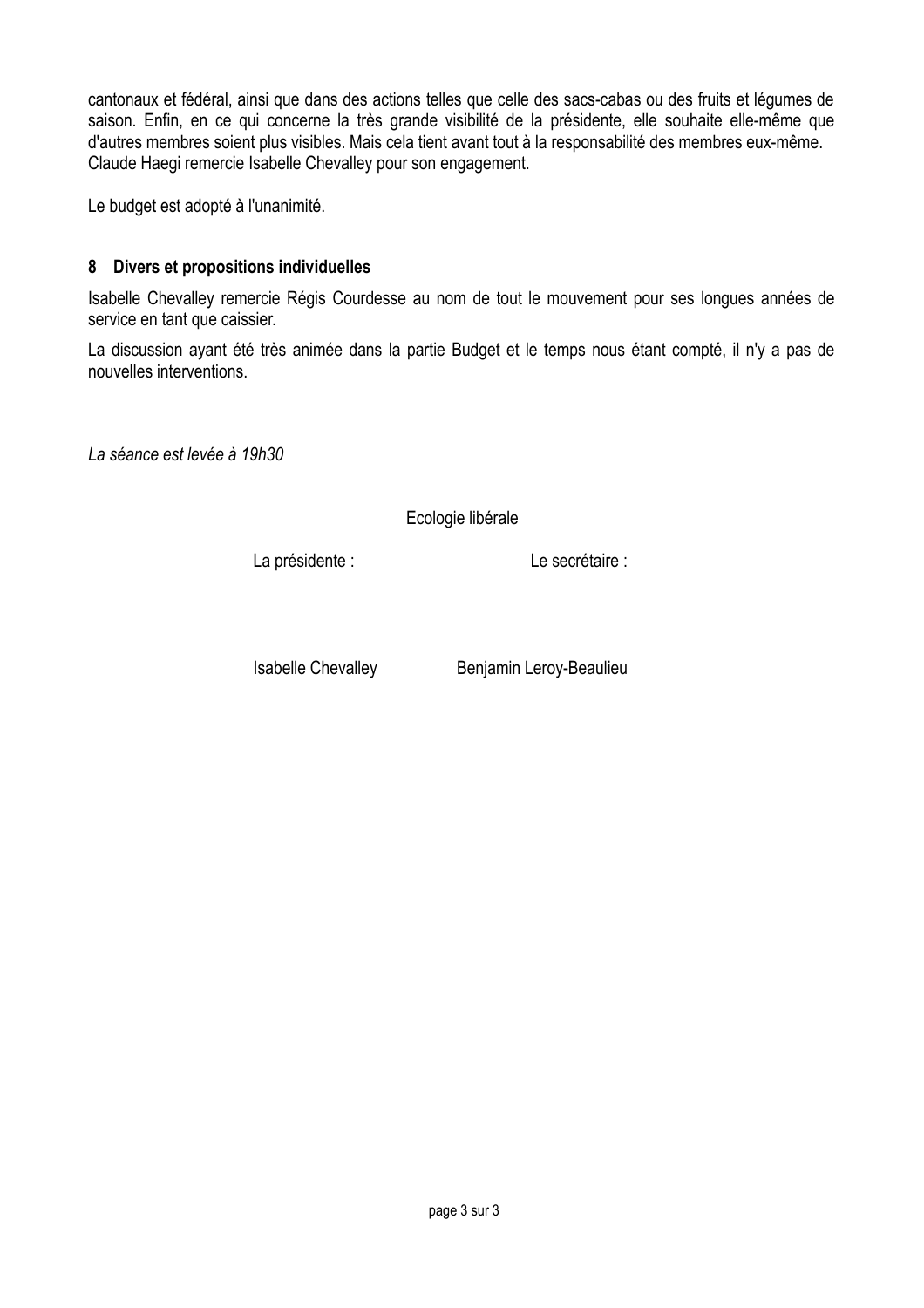cantonaux et fédéral, ainsi que dans des actions telles que celle des sacs-cabas ou des fruits et légumes de saison. Enfin, en ce qui concerne la très grande visibilité de la présidente, elle souhaite elle-même que d'autres membres soient plus visibles. Mais cela tient avant tout à la responsabilité des membres eux-même. Claude Haegi remercie Isabelle Chevalley pour son engagement.

Le budget est adopté à l'unanimité.

## 8 Divers et propositions individuelles

Isabelle Chevalley remercie Régis Courdesse au nom de tout le mouvement pour ses longues années de service en tant que caissier.

La discussion ayant été très animée dans la partie Budget et le temps nous étant compté, il n'y a pas de nouvelles interventions.

*La séance est levée à 19h30*

Ecologie libérale

La présidente : Le secrétaire :

Isabelle Chevalley Benjamin Leroy-Beaulieu